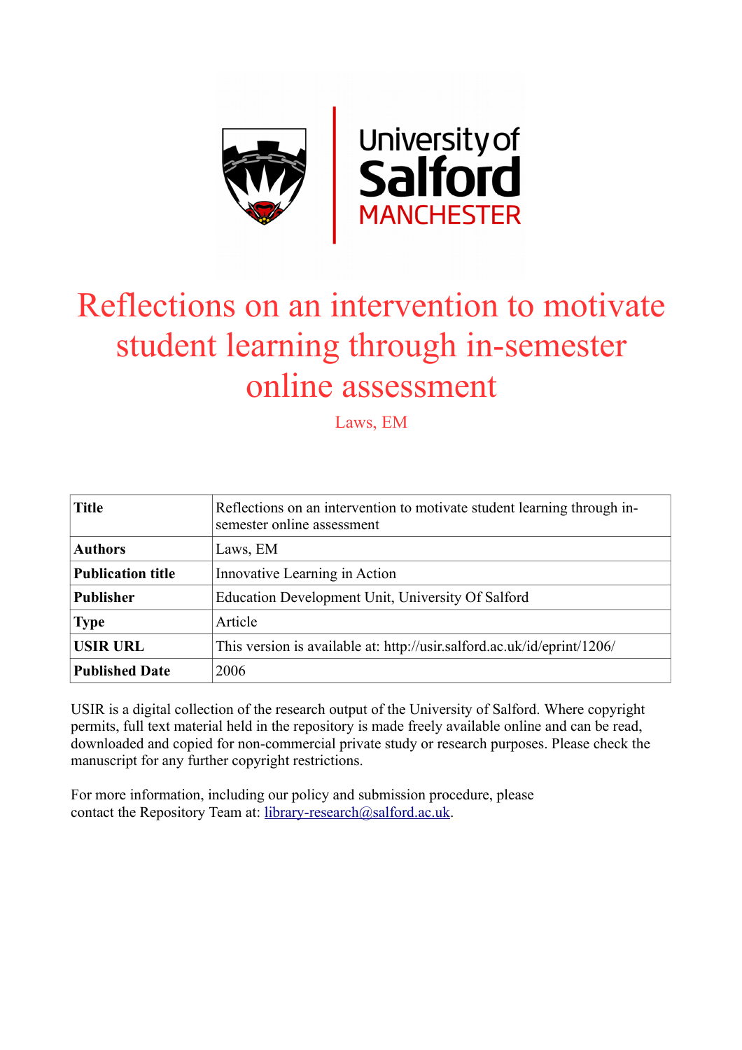# Reflections on an intervention to motivate student learning through in-semester online assessment

Laws, EM

| | |
|---|---|
| **Title** | Reflections on an intervention to motivate student learning through in-semester online assessment |
| **Authors** | Laws, EM |
| **Publication title** | Innovative Learning in Action |
| **Publisher** | Education Development Unit, University Of Salford |
| **Type** | Article |
| **USIR URL** | This version is available at: http://usir.salford.ac.uk/id/eprint/1206/ |
| **Published Date** | 2006 |

USIR is a digital collection of the research output of the University of Salford. Where copyright permits, full text material held in the repository is made freely available online and can be read, downloaded and copied for non-commercial private study or research purposes. Please check the manuscript for any further copyright restrictions.

For more information, including our policy and submission procedure, please contact the Repository Team at: library-research@salford.ac.uk.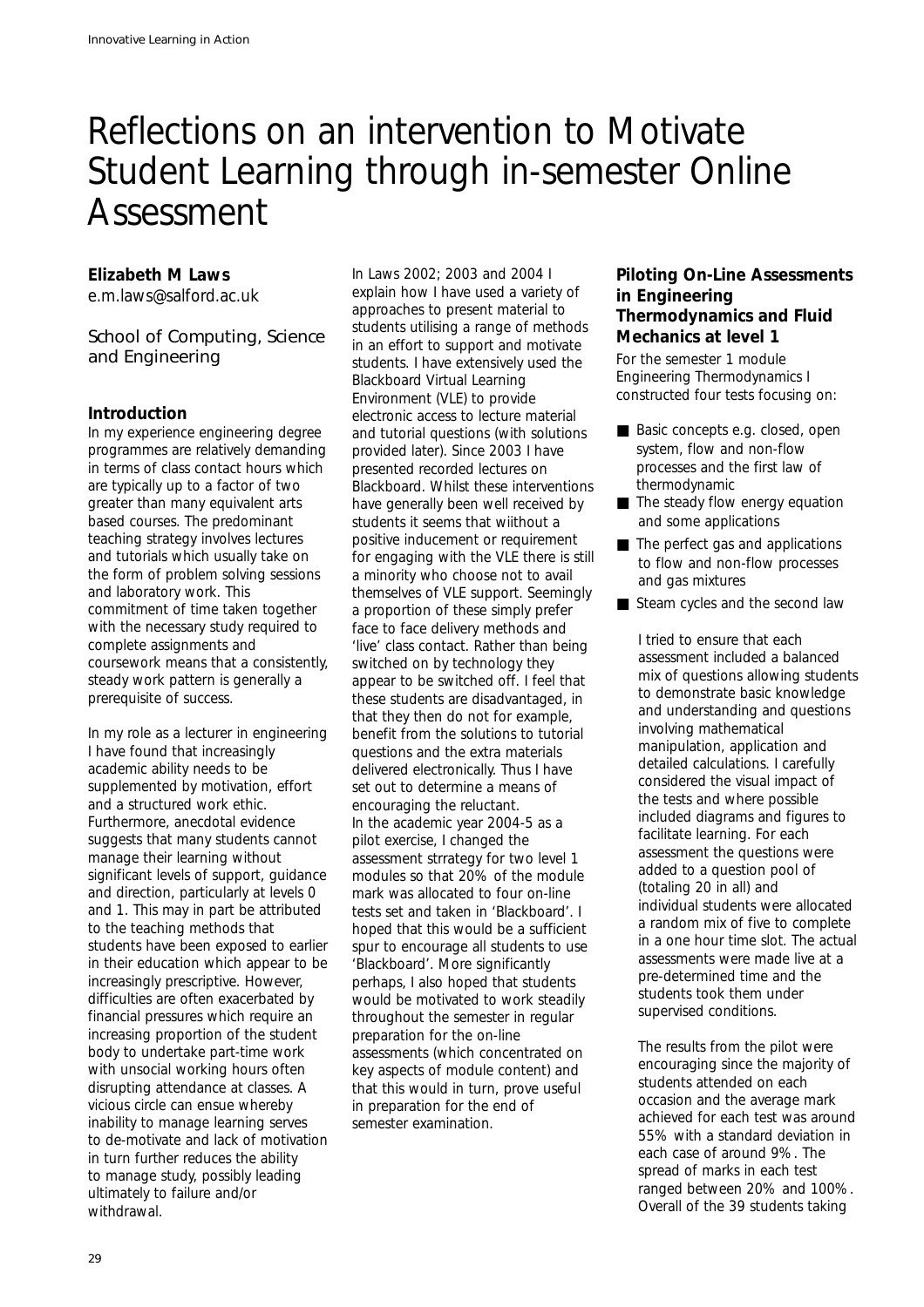# Reflections on an intervention to Motivate Student Learning through in-semester Online Assessment

**Elizabeth M Laws**
e.m.laws@salford.ac.uk

School of Computing, Science and Engineering

## Introduction

In my experience engineering degree programmes are relatively demanding in terms of class contact hours which are typically up to a factor of two greater than many equivalent arts based courses. The predominant teaching strategy involves lectures and tutorials which usually take on the form of problem solving sessions and laboratory work. This commitment of time taken together with the necessary study required to complete assignments and coursework means that a consistently, steady work pattern is generally a prerequisite of success.

In my role as a lecturer in engineering I have found that increasingly academic ability needs to be supplemented by motivation, effort and a structured work ethic. Furthermore, anecdotal evidence suggests that many students cannot manage their learning without significant levels of support, guidance and direction, particularly at levels 0 and 1. This may in part be attributed to the teaching methods that students have been exposed to earlier in their education which appear to be increasingly prescriptive. However, difficulties are often exacerbated by financial pressures which require an increasing proportion of the student body to undertake part-time work with unsocial working hours often disrupting attendance at classes. A vicious circle can ensue whereby inability to manage learning serves to de-motivate and lack of motivation in turn further reduces the ability to manage study, possibly leading ultimately to failure and/or withdrawal.

In Laws 2002; 2003 and 2004 I explain how I have used a variety of approaches to present material to students utilising a range of methods in an effort to support and motivate students. I have extensively used the Blackboard Virtual Learning Environment (VLE) to provide electronic access to lecture material and tutorial questions (with solutions provided later). Since 2003 I have presented recorded lectures on Blackboard. Whilst these interventions have generally been well received by students it seems that wiithout a positive inducement or requirement for engaging with the VLE there is still a minority who choose not to avail themselves of VLE support. Seemingly a proportion of these simply prefer face to face delivery methods and 'live' class contact. Rather than being switched on by technology they appear to be switched off. I feel that these students are disadvantaged, in that they then do not for example, benefit from the solutions to tutorial questions and the extra materials delivered electronically. Thus I have set out to determine a means of encouraging the reluctant.

In the academic year 2004-5 as a pilot exercise, I changed the assessment strrategy for two level 1 modules so that 20% of the module mark was allocated to four on-line tests set and taken in 'Blackboard'. I hoped that this would be a sufficient spur to encourage all students to use 'Blackboard'. More significantly perhaps, I also hoped that students would be motivated to work steadily throughout the semester in regular preparation for the on-line assessments (which concentrated on key aspects of module content) and that this would in turn, prove useful in preparation for the end of semester examination.

## Piloting On-Line Assessments in Engineering Thermodynamics and Fluid Mechanics at level 1

For the semester 1 module Engineering Thermodynamics I constructed four tests focusing on:

- Basic concepts e.g. closed, open system, flow and non-flow processes and the first law of thermodynamic
- The steady flow energy equation and some applications
- The perfect gas and applications to flow and non-flow processes and gas mixtures
- Steam cycles and the second law

I tried to ensure that each assessment included a balanced mix of questions allowing students to demonstrate basic knowledge and understanding and questions involving mathematical manipulation, application and detailed calculations. I carefully considered the visual impact of the tests and where possible included diagrams and figures to facilitate learning. For each assessment the questions were added to a question pool of (totaling 20 in all) and individual students were allocated a random mix of five to complete in a one hour time slot. The actual assessments were made live at a pre-determined time and the students took them under supervised conditions.

The results from the pilot were encouraging since the majority of students attended on each occasion and the average mark achieved for each test was around 55% with a standard deviation in each case of around 9%. The spread of marks in each test ranged between 20% and 100%. Overall of the 39 students taking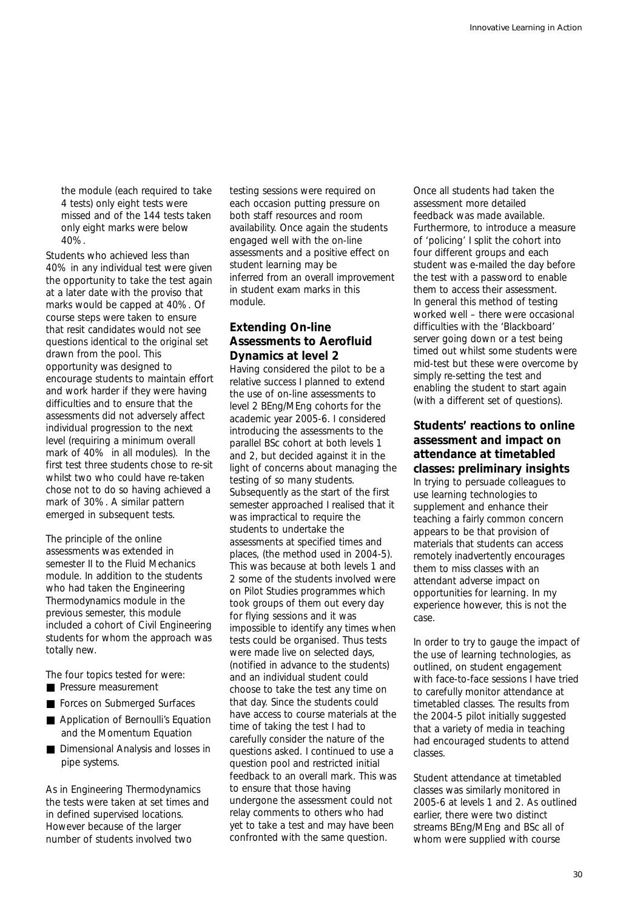the module (each required to take 4 tests) only eight tests were missed and of the 144 tests taken only eight marks were below 40%.

Students who achieved less than 40% in any individual test were given the opportunity to take the test again at a later date with the proviso that marks would be capped at 40%. Of course steps were taken to ensure that resit candidates would not see questions identical to the original set drawn from the pool. This opportunity was designed to encourage students to maintain effort and work harder if they were having difficulties and to ensure that the assessments did not adversely affect individual progression to the next level (requiring a minimum overall mark of 40% in all modules). In the first test three students chose to re-sit whilst two who could have re-taken chose not to do so having achieved a mark of 30%. A similar pattern emerged in subsequent tests.

The principle of the online assessments was extended in semester II to the Fluid Mechanics module. In addition to the students who had taken the Engineering Thermodynamics module in the previous semester, this module included a cohort of Civil Engineering students for whom the approach was totally new.

The four topics tested for were:

- Pressure measurement
- Forces on Submerged Surfaces
- Application of Bernoulli's Equation and the Momentum Equation
- Dimensional Analysis and losses in pipe systems.

As in Engineering Thermodynamics the tests were taken at set times and in defined supervised locations. However because of the larger number of students involved two testing sessions were required on each occasion putting pressure on both staff resources and room availability. Once again the students engaged well with the on-line assessments and a positive effect on student learning may be inferred from an overall improvement in student exam marks in this module.

## Extending On-line Assessments to Aerofluid Dynamics at level 2

Having considered the pilot to be a relative success I planned to extend the use of on-line assessments to level 2 BEng/MEng cohorts for the academic year 2005-6. I considered introducing the assessments to the parallel BSc cohort at both levels 1 and 2, but decided against it in the light of concerns about managing the testing of so many students. Subsequently as the start of the first semester approached I realised that it was impractical to require the students to undertake the assessments at specified times and places, (the method used in 2004-5). This was because at both levels 1 and 2 some of the students involved were on Pilot Studies programmes which took groups of them out every day for flying sessions and it was impossible to identify any times when tests could be organised. Thus tests were made live on selected days, (notified in advance to the students) and an individual student could choose to take the test any time on that day. Since the students could have access to course materials at the time of taking the test I had to carefully consider the nature of the questions asked. I continued to use a question pool and restricted initial feedback to an overall mark. This was to ensure that those having undergone the assessment could not relay comments to others who had yet to take a test and may have been confronted with the same question.

Once all students had taken the assessment more detailed feedback was made available. Furthermore, to introduce a measure of 'policing' I split the cohort into four different groups and each student was e-mailed the day before the test with a password to enable them to access their assessment. In general this method of testing worked well – there were occasional difficulties with the 'Blackboard' server going down or a test being timed out whilst some students were mid-test but these were overcome by simply re-setting the test and enabling the student to start again (with a different set of questions).

## Students' reactions to online assessment and impact on attendance at timetabled classes: preliminary insights

In trying to persuade colleagues to use learning technologies to supplement and enhance their teaching a fairly common concern appears to be that provision of materials that students can access remotely inadvertently encourages them to miss classes with an attendant adverse impact on opportunities for learning. In my experience however, this is not the case.

In order to try to gauge the impact of the use of learning technologies, as outlined, on student engagement with face-to-face sessions I have tried to carefully monitor attendance at timetabled classes. The results from the 2004-5 pilot initially suggested that a variety of media in teaching had encouraged students to attend classes.

Student attendance at timetabled classes was similarly monitored in 2005-6 at levels 1 and 2. As outlined earlier, there were two distinct streams BEng/MEng and BSc all of whom were supplied with course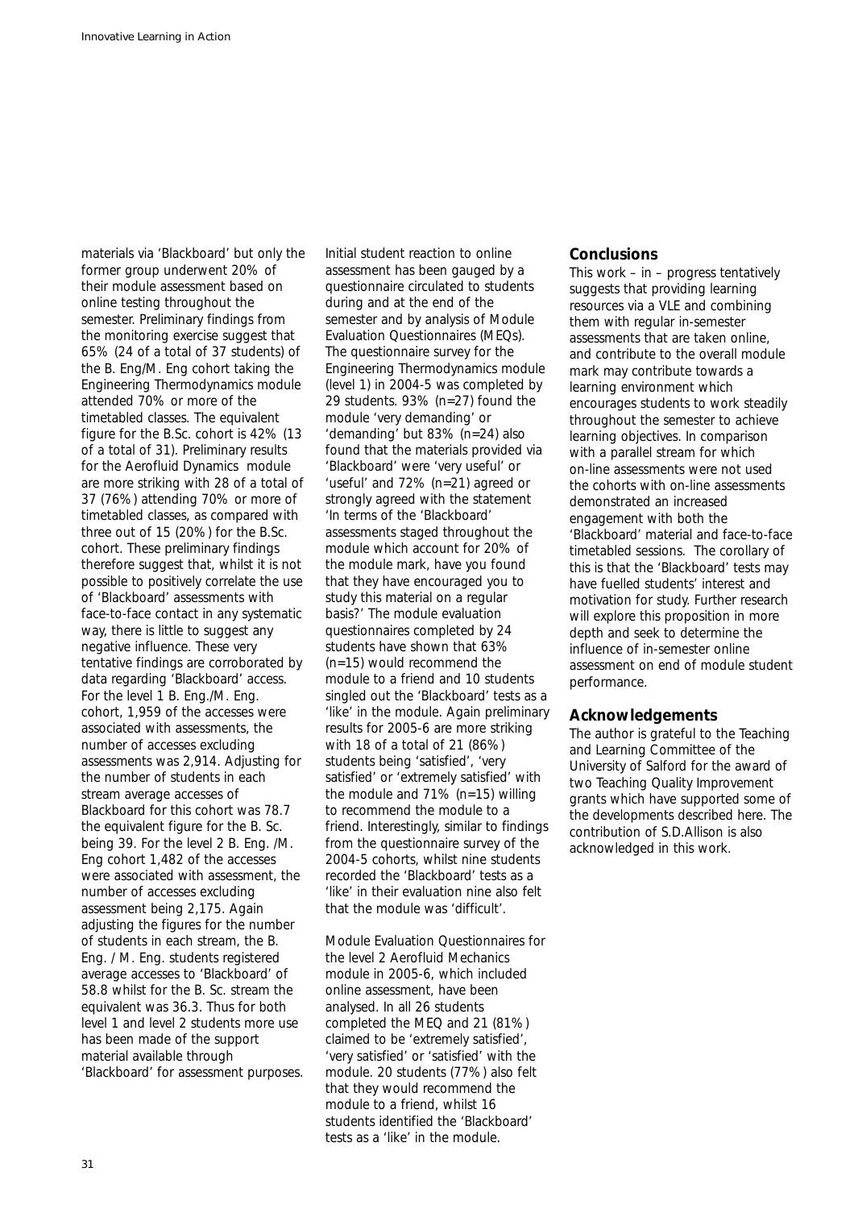materials via 'Blackboard' but only the former group underwent 20% of their module assessment based on online testing throughout the semester. Preliminary findings from the monitoring exercise suggest that 65% (24 of a total of 37 students) of the B. Eng/M. Eng cohort taking the Engineering Thermodynamics module attended 70% or more of the timetabled classes. The equivalent figure for the B.Sc. cohort is 42% (13 of a total of 31). Preliminary results for the Aerofluid Dynamics module are more striking with 28 of a total of 37 (76%) attending 70% or more of timetabled classes, as compared with three out of 15 (20%) for the B.Sc. cohort. These preliminary findings therefore suggest that, whilst it is not possible to positively correlate the use of 'Blackboard' assessments with face-to-face contact in any systematic way, there is little to suggest any negative influence. These very tentative findings are corroborated by data regarding 'Blackboard' access. For the level 1 B. Eng./M. Eng. cohort, 1,959 of the accesses were associated with assessments, the number of accesses excluding assessments was 2,914. Adjusting for the number of students in each stream average accesses of Blackboard for this cohort was 78.7 the equivalent figure for the B. Sc. being 39. For the level 2 B. Eng. /M. Eng cohort 1,482 of the accesses were associated with assessment, the number of accesses excluding assessment being 2,175. Again adjusting the figures for the number of students in each stream, the B. Eng. / M. Eng. students registered average accesses to 'Blackboard' of 58.8 whilst for the B. Sc. stream the equivalent was 36.3. Thus for both level 1 and level 2 students more use has been made of the support material available through 'Blackboard' for assessment purposes.

Initial student reaction to online assessment has been gauged by a questionnaire circulated to students during and at the end of the semester and by analysis of Module Evaluation Questionnaires (MEQs). The questionnaire survey for the Engineering Thermodynamics module (level 1) in 2004-5 was completed by 29 students. 93% (n=27) found the module 'very demanding' or 'demanding' but 83% (n=24) also found that the materials provided via 'Blackboard' were 'very useful' or 'useful' and 72% (n=21) agreed or strongly agreed with the statement 'In terms of the 'Blackboard' assessments staged throughout the module which account for 20% of the module mark, have you found that they have encouraged you to study this material on a regular basis?' The module evaluation questionnaires completed by 24 students have shown that 63% (n=15) would recommend the module to a friend and 10 students singled out the 'Blackboard' tests as a 'like' in the module. Again preliminary results for 2005-6 are more striking with 18 of a total of 21 (86%) students being 'satisfied', 'very satisfied' or 'extremely satisfied' with the module and 71% (n=15) willing to recommend the module to a friend. Interestingly, similar to findings from the questionnaire survey of the 2004-5 cohorts, whilst nine students recorded the 'Blackboard' tests as a 'like' in their evaluation nine also felt that the module was 'difficult'.

Module Evaluation Questionnaires for the level 2 Aerofluid Mechanics module in 2005-6, which included online assessment, have been analysed. In all 26 students completed the MEQ and 21 (81%) claimed to be 'extremely satisfied', 'very satisfied' or 'satisfied' with the module. 20 students (77%) also felt that they would recommend the module to a friend, whilst 16 students identified the 'Blackboard' tests as a 'like' in the module.

## Conclusions

This work – in – progress tentatively suggests that providing learning resources via a VLE and combining them with regular in-semester assessments that are taken online, and contribute to the overall module mark may contribute towards a learning environment which encourages students to work steadily throughout the semester to achieve learning objectives. In comparison with a parallel stream for which on-line assessments were not used the cohorts with on-line assessments demonstrated an increased engagement with both the 'Blackboard' material and face-to-face timetabled sessions. The corollary of this is that the 'Blackboard' tests may have fuelled students' interest and motivation for study. Further research will explore this proposition in more depth and seek to determine the influence of in-semester online assessment on end of module student performance.

## Acknowledgements

The author is grateful to the Teaching and Learning Committee of the University of Salford for the award of two Teaching Quality Improvement grants which have supported some of the developments described here. The contribution of S.D.Allison is also acknowledged in this work.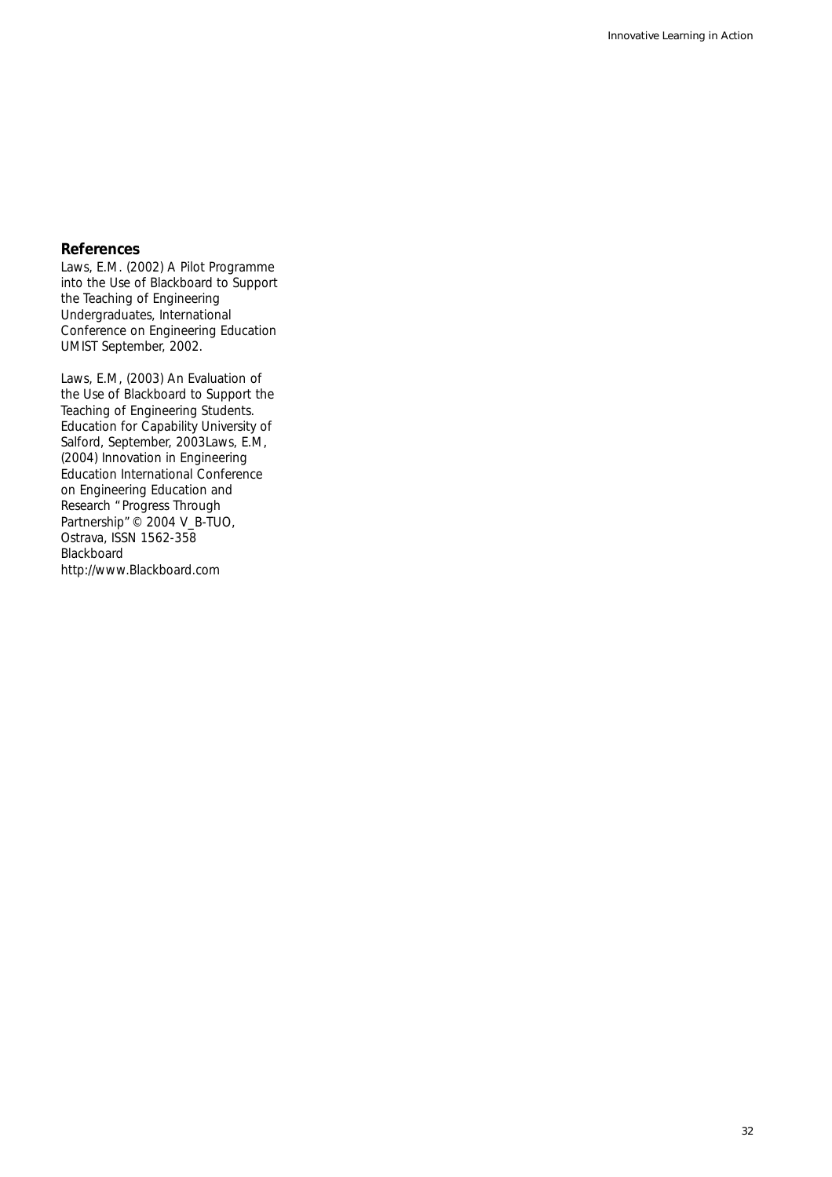## References

Laws, E.M. (2002) A Pilot Programme into the Use of Blackboard to Support the Teaching of Engineering Undergraduates, International Conference on Engineering Education UMIST September, 2002.

Laws, E.M, (2003) An Evaluation of the Use of Blackboard to Support the Teaching of Engineering Students. Education for Capability University of Salford, September, 2003Laws, E.M, (2004) Innovation in Engineering Education International Conference on Engineering Education and Research "Progress Through Partnership" © 2004 V_B-TUO, Ostrava, ISSN 1562-358
Blackboard
http://www.Blackboard.com